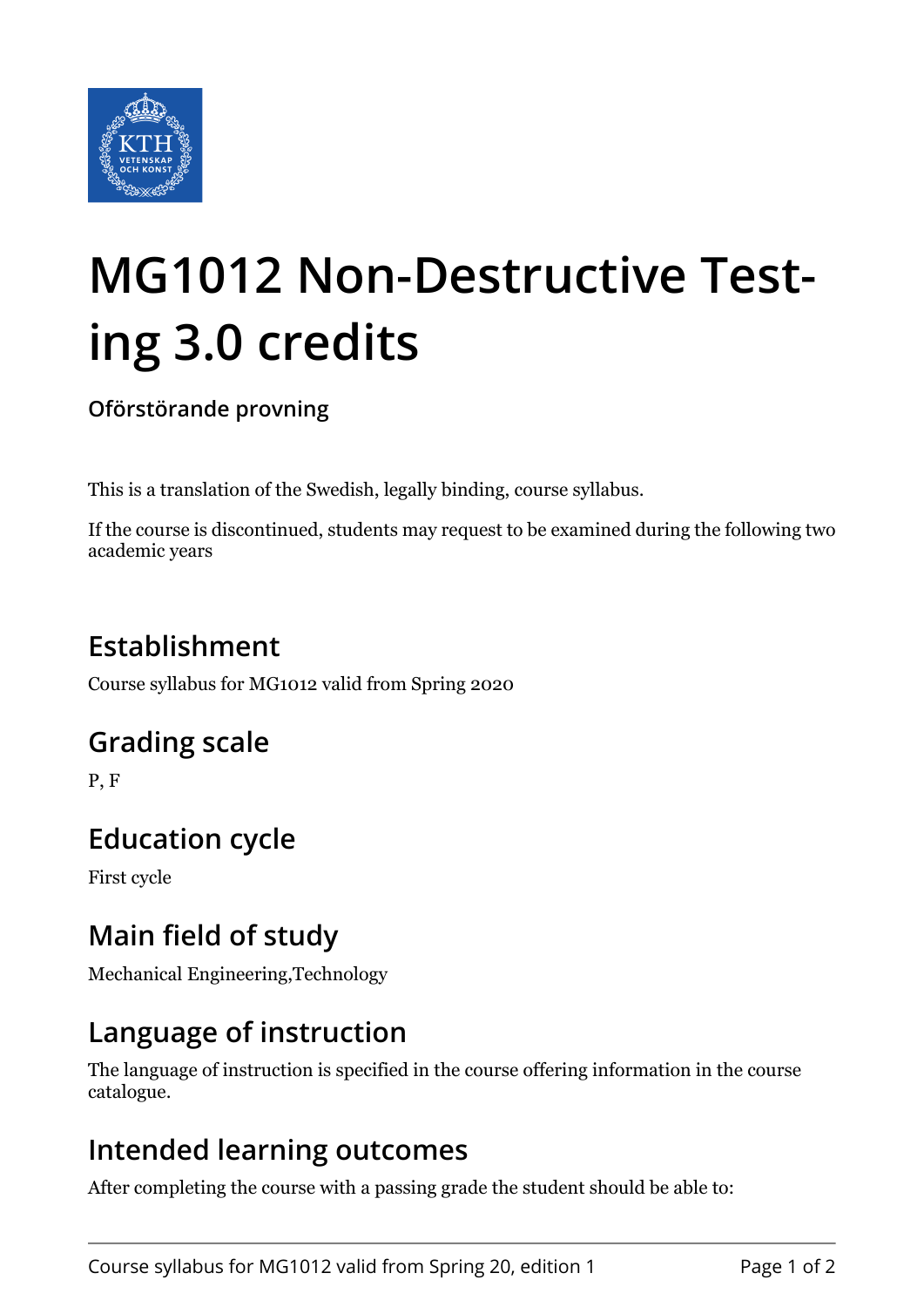# MG1012 Non-Destructive Testing 3.0 credits

**Oförstörande provning**

This is a translation of the Swedish, legally binding, course syllabus.

If the course is discontinued, students may request to be examined during the following two academic years

## Establishment

Course syllabus for MG1012 valid from Spring 2020

## Grading scale

P, F

## Education cycle

First cycle

## Main field of study

Mechanical Engineering,Technology

## Language of instruction

The language of instruction is specified in the course offering information in the course catalogue.

## Intended learning outcomes

After completing the course with a passing grade the student should be able to: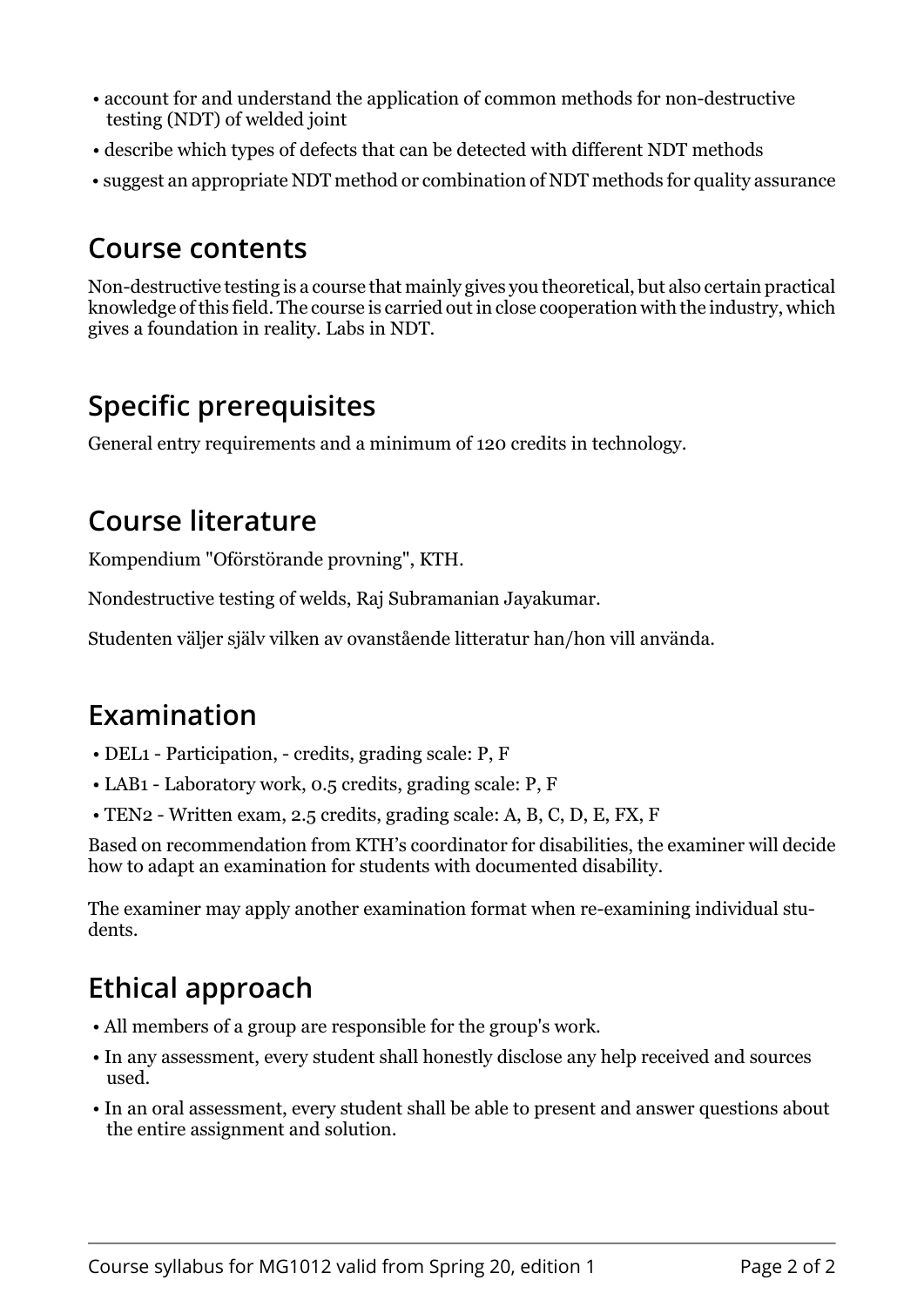- account for and understand the application of common methods for non-destructive testing (NDT) of welded joint
- describe which types of defects that can be detected with different NDT methods
- suggest an appropriate NDT method or combination of NDT methods for quality assurance

## Course contents

Non-destructive testing is a course that mainly gives you theoretical, but also certain practical knowledge of this field. The course is carried out in close cooperation with the industry, which gives a foundation in reality. Labs in NDT.

## Specific prerequisites

General entry requirements and a minimum of 120 credits in technology.

## Course literature

Kompendium "Oförstörande provning", KTH.

Nondestructive testing of welds, Raj Subramanian Jayakumar.

Studenten väljer själv vilken av ovanstående litteratur han/hon vill använda.

## Examination

- DEL1 - Participation, - credits, grading scale: P, F
- LAB1 - Laboratory work, 0.5 credits, grading scale: P, F
- TEN2 - Written exam, 2.5 credits, grading scale: A, B, C, D, E, FX, F

Based on recommendation from KTH's coordinator for disabilities, the examiner will decide how to adapt an examination for students with documented disability.

The examiner may apply another examination format when re-examining individual students.

## Ethical approach

- All members of a group are responsible for the group's work.
- In any assessment, every student shall honestly disclose any help received and sources used.
- In an oral assessment, every student shall be able to present and answer questions about the entire assignment and solution.